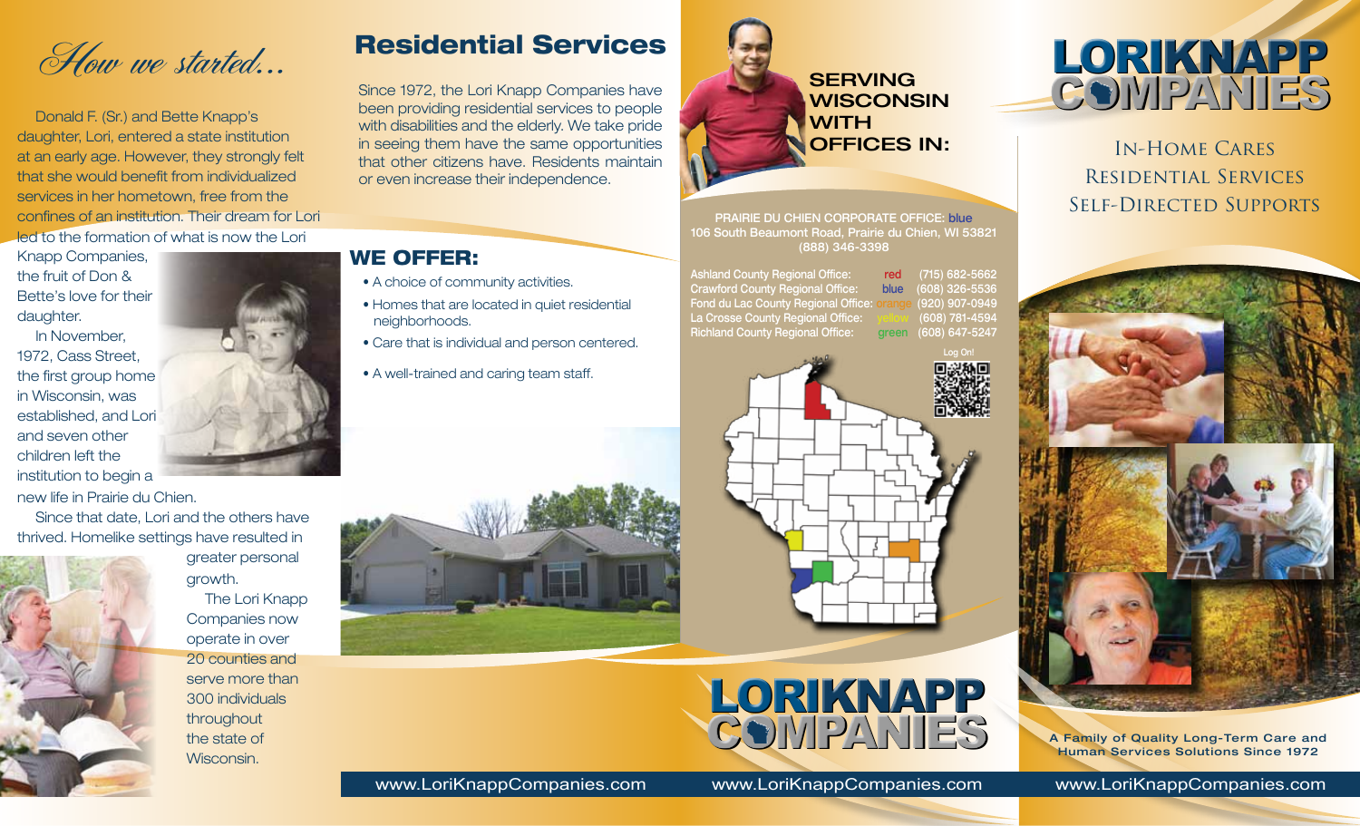## How we started...

Donald F. (Sr.) and Bette Knapp's daughter, Lori, entered a state institution at an early age. However, they strongly felt that she would benefit from individualized services in her hometown, free from the confines of an institution. Their dream for Lori led to the formation of what is now the Lori Knapp Companies, the fruit of Don & Bette's love for their daughter.

In November, 1972, Cass Street, the first group home in Wisconsin, was established, and Lori and seven other children left the institution to begin a new life in Prairie du Chien.

Since that date, Lori and the others have thrived. Homelike settings have resulted in greater personal growth.

The Lori Knapp Companies now operate in over 20 counties and serve more than 300 individuals throughout the state of Wisconsin.

## Residential Services

Since 1972, the Lori Knapp Companies have been providing residential services to people with disabilities and the elderly. We take pride in seeing them have the same opportunities that other citizens have. Residents maintain or even increase their independence.

### WE OFFER:

- A choice of community activities.
- Homes that are located in quiet residential neighborhoods.
- Care that is individual and person centered.
- A well-trained and caring team staff.

www.LoriKnappCompanies.com

## SERVING WISCONSIN WITH OFFICES IN:

PRAIRIE DU CHIEN CORPORATE OFFICE: blue
106 South Beaumont Road, Prairie du Chien, WI 53821
(888) 346-3398

| Office | Color | Phone |
| --- | --- | --- |
| Ashland County Regional Office: | red | (715) 682-5662 |
| Crawford County Regional Office: | blue | (608) 326-5536 |
| Fond du Lac County Regional Office: | orange | (920) 907-0949 |
| La Crosse County Regional Office: | yellow | (608) 781-4594 |
| Richland County Regional Office: | green | (608) 647-5247 |

Log On!

LORIKNAPP COMPANIES

www.LoriKnappCompanies.com

# LORIKNAPP COMPANIES

In-Home Cares
Residential Services
Self-Directed Supports

A Family of Quality Long-Term Care and Human Services Solutions Since 1972

www.LoriKnappCompanies.com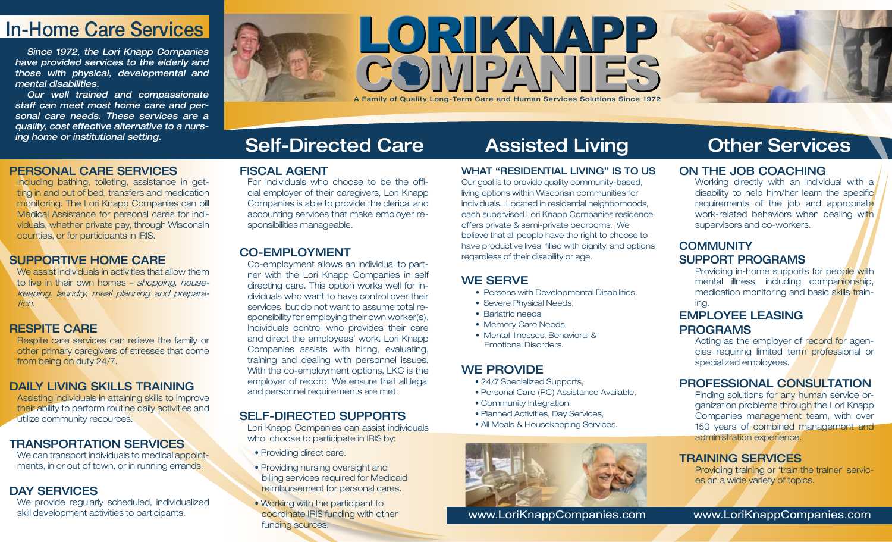# In-Home Care Services

*Since 1972, the Lori Knapp Companies have provided services to the elderly and those with physical, developmental and mental disabilities.*

*Our well trained and compassionate staff can meet most home care and personal care needs. These services are a quality, cost effective alternative to a nursing home or institutional setting.*

## PERSONAL CARE SERVICES

Including bathing, toileting, assistance in getting in and out of bed, transfers and medication monitoring. The Lori Knapp Companies can bill Medical Assistance for personal cares for individuals, whether private pay, through Wisconsin counties, or for participants in IRIS.

## SUPPORTIVE HOME CARE

We assist individuals in activities that allow them to live in their own homes – *shopping, housekeeping, laundry, meal planning and preparation.*

## RESPITE CARE

Respite care services can relieve the family or other primary caregivers of stresses that come from being on duty 24/7.

## DAILY LIVING SKILLS TRAINING

Assisting individuals in attaining skills to improve their ability to perform routine daily activities and utilize community recources.

## TRANSPORTATION SERVICES

We can transport individuals to medical appointments, in or out of town, or in running errands.

## DAY SERVICES

We provide regularly scheduled, individualized skill development activities to participants.

# LORI KNAPP COMPANIES

A Family of Quality Long-Term Care and Human Services Solutions Since 1972

# Self-Directed Care

## FISCAL AGENT

For individuals who choose to be the official employer of their caregivers, Lori Knapp Companies is able to provide the clerical and accounting services that make employer responsibilities manageable.

## CO-EMPLOYMENT

Co-employment allows an individual to partner with the Lori Knapp Companies in self directing care. This option works well for individuals who want to have control over their services, but do not want to assume total responsibility for employing their own worker(s). Individuals control who provides their care and direct the employees' work. Lori Knapp Companies assists with hiring, evaluating, training and dealing with personnel issues. With the co-employment options, LKC is the employer of record. We ensure that all legal and personnel requirements are met.

## SELF-DIRECTED SUPPORTS

Lori Knapp Companies can assist individuals who choose to participate in IRIS by:

- Providing direct care.
- Providing nursing oversight and billing services required for Medicaid reimbursement for personal cares.
- Working with the participant to coordinate IRIS funding with other funding sources.

# Assisted Living

## WHAT "RESIDENTIAL LIVING" IS TO US

Our goal is to provide quality community-based, living options within Wisconsin communities for individuals. Located in residential neighborhoods, each supervised Lori Knapp Companies residence offers private & semi-private bedrooms. We believe that all people have the right to choose to have productive lives, filled with dignity, and options regardless of their disability or age.

## WE SERVE

- Persons with Developmental Disabilities,
- Severe Physical Needs,
- Bariatric needs,
- Memory Care Needs,
- Mental Illnesses, Behavioral & Emotional Disorders.

## WE PROVIDE

- 24/7 Specialized Supports,
- Personal Care (PC) Assistance Available,
- Community Integration,
- Planned Activities, Day Services,
- All Meals & Housekeeping Services.

www.LoriKnappCompanies.com

# Other Services

## ON THE JOB COACHING

Working directly with an individual with a disability to help him/her learn the specific requirements of the job and appropriate work-related behaviors when dealing with supervisors and co-workers.

## COMMUNITY SUPPORT PROGRAMS

Providing in-home supports for people with mental illness, including companionship, medication monitoring and basic skills training.

## EMPLOYEE LEASING PROGRAMS

Acting as the employer of record for agencies requiring limited term professional or specialized employees.

## PROFESSIONAL CONSULTATION

Finding solutions for any human service organization problems through the Lori Knapp Companies management team, with over 150 years of combined management and administration experience.

## TRAINING SERVICES

Providing training or 'train the trainer' services on a wide variety of topics.

www.LoriKnappCompanies.com